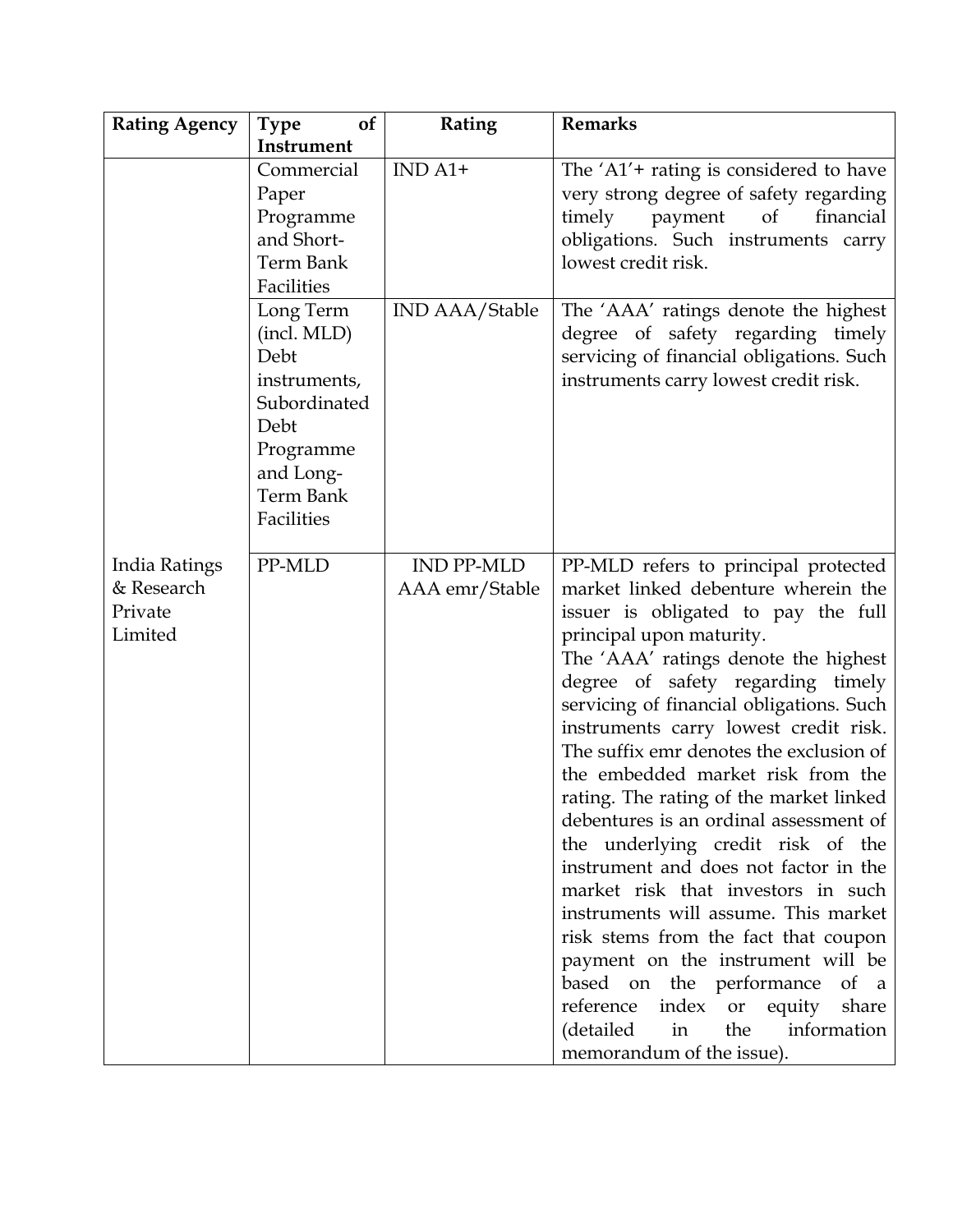| Rating Agency | Type of Instrument | Rating | Remarks |
| --- | --- | --- | --- |
| | Commercial Paper Programme and Short-Term Bank Facilities | IND A1+ | The 'A1'+ rating is considered to have very strong degree of safety regarding timely payment of financial obligations. Such instruments carry lowest credit risk. |
| | Long Term (incl. MLD) Debt instruments, Subordinated Debt Programme and Long-Term Bank Facilities | IND AAA/Stable | The 'AAA' ratings denote the highest degree of safety regarding timely servicing of financial obligations. Such instruments carry lowest credit risk. |
| India Ratings & Research Private Limited | PP-MLD | IND PP-MLD AAA emr/Stable | PP-MLD refers to principal protected market linked debenture wherein the issuer is obligated to pay the full principal upon maturity.<br>The 'AAA' ratings denote the highest degree of safety regarding timely servicing of financial obligations. Such instruments carry lowest credit risk. The suffix emr denotes the exclusion of the embedded market risk from the rating. The rating of the market linked debentures is an ordinal assessment of the underlying credit risk of the instrument and does not factor in the market risk that investors in such instruments will assume. This market risk stems from the fact that coupon payment on the instrument will be based on the performance of a reference index or equity share (detailed in the information memorandum of the issue). |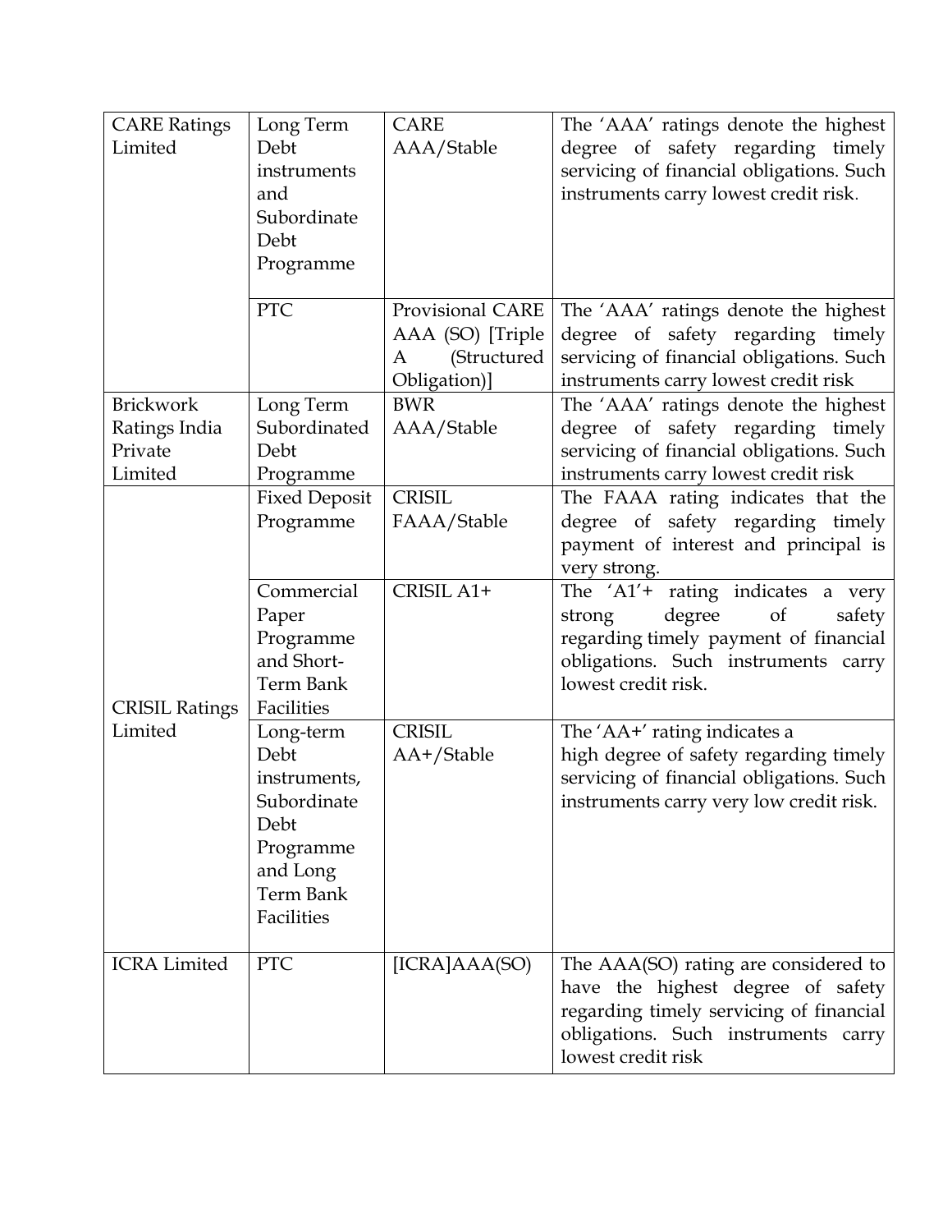| | | | |
|---|---|---|---|
| CARE Ratings Limited | Long Term Debt instruments and Subordinate Debt Programme | CARE AAA/Stable | The 'AAA' ratings denote the highest degree of safety regarding timely servicing of financial obligations. Such instruments carry lowest credit risk. |
| | PTC | Provisional CARE AAA (SO) [Triple A (Structured Obligation)] | The 'AAA' ratings denote the highest degree of safety regarding timely servicing of financial obligations. Such instruments carry lowest credit risk |
| Brickwork Ratings India Private Limited | Long Term Subordinated Debt Programme | BWR AAA/Stable | The 'AAA' ratings denote the highest degree of safety regarding timely servicing of financial obligations. Such instruments carry lowest credit risk |
| CRISIL Ratings Limited | Fixed Deposit Programme | CRISIL FAAA/Stable | The FAAA rating indicates that the degree of safety regarding timely payment of interest and principal is very strong. |
| | Commercial Paper Programme and Short-Term Bank Facilities | CRISIL A1+ | The 'A1'+ rating indicates a very strong degree of safety regarding timely payment of financial obligations. Such instruments carry lowest credit risk. |
| | Long-term Debt instruments, Subordinate Debt Programme and Long Term Bank Facilities | CRISIL AA+/Stable | The 'AA+' rating indicates a high degree of safety regarding timely servicing of financial obligations. Such instruments carry very low credit risk. |
| ICRA Limited | PTC | [ICRA]AAA(SO) | The AAA(SO) rating are considered to have the highest degree of safety regarding timely servicing of financial obligations. Such instruments carry lowest credit risk |